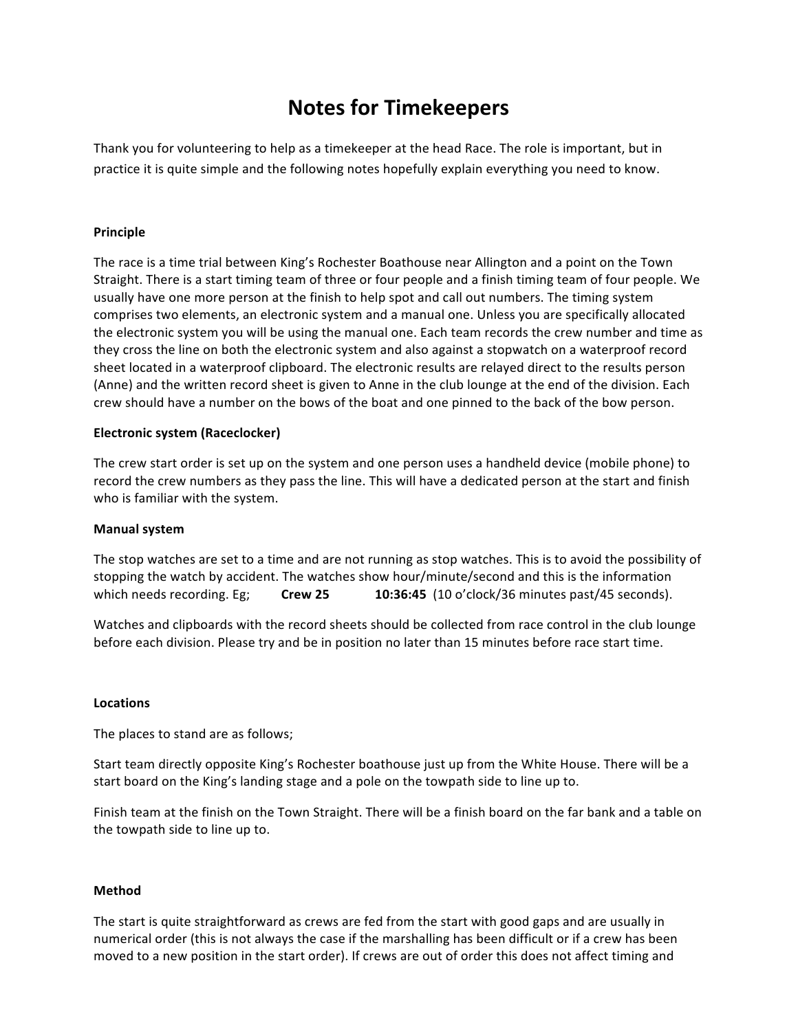# Notes for Timekeepers

Thank you for volunteering to help as a timekeeper at the head Race. The role is important, but in practice it is quite simple and the following notes hopefully explain everything you need to know.

**Principle**

The race is a time trial between King's Rochester Boathouse near Allington and a point on the Town Straight. There is a start timing team of three or four people and a finish timing team of four people. We usually have one more person at the finish to help spot and call out numbers. The timing system comprises two elements, an electronic system and a manual one. Unless you are specifically allocated the electronic system you will be using the manual one. Each team records the crew number and time as they cross the line on both the electronic system and also against a stopwatch on a waterproof record sheet located in a waterproof clipboard. The electronic results are relayed direct to the results person (Anne) and the written record sheet is given to Anne in the club lounge at the end of the division. Each crew should have a number on the bows of the boat and one pinned to the back of the bow person.

**Electronic system (Raceclocker)**

The crew start order is set up on the system and one person uses a handheld device (mobile phone) to record the crew numbers as they pass the line. This will have a dedicated person at the start and finish who is familiar with the system.

**Manual system**

The stop watches are set to a time and are not running as stop watches. This is to avoid the possibility of stopping the watch by accident. The watches show hour/minute/second and this is the information which needs recording. Eg; **Crew 25** **10:36:45** (10 o'clock/36 minutes past/45 seconds).

Watches and clipboards with the record sheets should be collected from race control in the club lounge before each division. Please try and be in position no later than 15 minutes before race start time.

**Locations**

The places to stand are as follows;

Start team directly opposite King's Rochester boathouse just up from the White House. There will be a start board on the King's landing stage and a pole on the towpath side to line up to.

Finish team at the finish on the Town Straight. There will be a finish board on the far bank and a table on the towpath side to line up to.

**Method**

The start is quite straightforward as crews are fed from the start with good gaps and are usually in numerical order (this is not always the case if the marshalling has been difficult or if a crew has been moved to a new position in the start order). If crews are out of order this does not affect timing and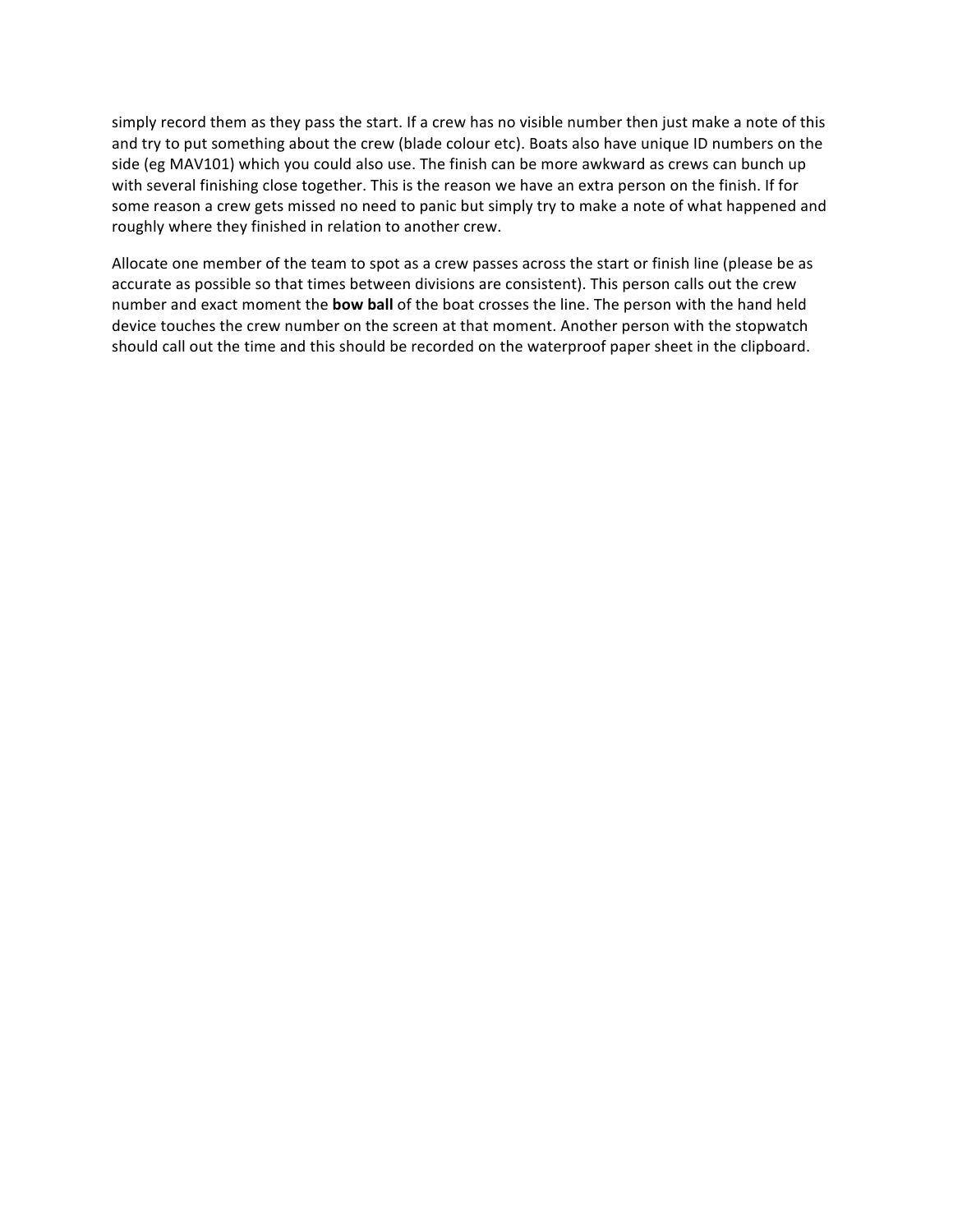simply record them as they pass the start. If a crew has no visible number then just make a note of this and try to put something about the crew (blade colour etc). Boats also have unique ID numbers on the side (eg MAV101) which you could also use. The finish can be more awkward as crews can bunch up with several finishing close together. This is the reason we have an extra person on the finish. If for some reason a crew gets missed no need to panic but simply try to make a note of what happened and roughly where they finished in relation to another crew.

Allocate one member of the team to spot as a crew passes across the start or finish line (please be as accurate as possible so that times between divisions are consistent). This person calls out the crew number and exact moment the **bow ball** of the boat crosses the line. The person with the hand held device touches the crew number on the screen at that moment. Another person with the stopwatch should call out the time and this should be recorded on the waterproof paper sheet in the clipboard.